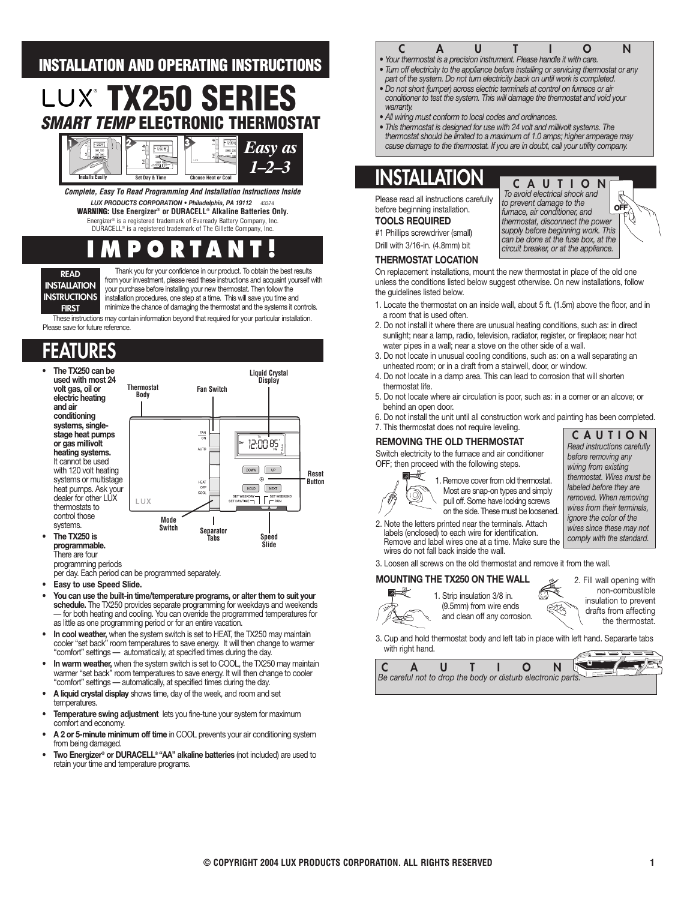# INSTALLATION AND OPERATING INSTRUCTIONS

# LUX® TX250 SERIES

## *SMART TEMP* ELECTRONIC THERMOSTAT

Installs Easily | Set Day & Time | Choose Heat or Cool

*Easy as 1–2–3*

***Complete, Easy To Read Programming And Installation Instructions Inside***

***LUX PRODUCTS CORPORATION • Philadelphia, PA 19112*** 43374

**WARNING: Use Energizer® or DURACELL® Alkaline Batteries Only.**

Energizer® is a registered trademark of Eveready Battery Company, Inc.
DURACELL® is a registered trademark of The Gillette Company, Inc.

# IMPORTANT!

**READ INSTALLATION INSTRUCTIONS FIRST**

Thank you for your confidence in our product. To obtain the best results from your investment, please read these instructions and acquaint yourself with your purchase before installing your new thermostat. Then follow the installation procedures, one step at a time. This will save you time and minimize the chance of damaging the thermostat and the systems it controls.

These instructions may contain information beyond that required for your particular installation. Please save for future reference.

# FEATURES

Thermostat Body | Fan Switch | Liquid Crystal Display | Reset Button | Mode Switch | Separator Tabs | Speed Slide

- **The TX250 can be used with most 24 volt gas, oil or electric heating and air conditioning systems, single-stage heat pumps or gas millivolt heating systems.** It cannot be used with 120 volt heating systems or multistage heat pumps. Ask your dealer for other LUX thermostats to control those systems.
- **The TX250 is programmable.** There are four programming periods per day. Each period can be programmed separately.
- **Easy to use Speed Slide.**
- **You can use the built-in time/temperature programs, or alter them to suit your schedule.** The TX250 provides separate programming for weekdays and weekends — for both heating and cooling. You can override the programmed temperatures for as little as one programming period or for an entire vacation.
- **In cool weather,** when the system switch is set to HEAT, the TX250 may maintain cooler "set back" room temperatures to save energy. It will then change to warmer "comfort" settings — automatically, at specified times during the day.
- **In warm weather,** when the system switch is set to COOL, the TX250 may maintain warmer "set back" room temperatures to save energy. It will then change to cooler "comfort" settings — automatically, at specified times during the day.
- **A liquid crystal display** shows time, day of the week, and room and set temperatures.
- **Temperature swing adjustment** lets you fine-tune your system for maximum comfort and economy.
- **A 2 or 5-minute minimum off time** in COOL prevents your air conditioning system from being damaged.
- **Two Energizer® or DURACELL® "AA" alkaline batteries** (not included) are used to retain your time and temperature programs.

**C A U T I O N**

- *Your thermostat is a precision instrument. Please handle it with care.*
- *Turn off electricity to the appliance before installing or servicing thermostat or any part of the system. Do not turn electricity back on until work is completed.*
- *Do not short (jumper) across electric terminals at control on furnace or air conditioner to test the system. This will damage the thermostat and void your warranty.*
- *All wiring must conform to local codes and ordinances.*
- *This thermostat is designed for use with 24 volt and millivolt systems. The thermostat should be limited to a maximum of 1.0 amps; higher amperage may cause damage to the thermostat. If you are in doubt, call your utility company.*

# INSTALLATION

Please read all instructions carefully before beginning installation.

**C A U T I O N**

*To avoid electrical shock and to prevent damage to the furnace, air conditioner, and thermostat, disconnect the power supply before beginning work. This can be done at the fuse box, at the circuit breaker, or at the appliance.*

### TOOLS REQUIRED

#1 Phillips screwdriver (small)

Drill with 3/16-in. (4.8mm) bit

### THERMOSTAT LOCATION

On replacement installations, mount the new thermostat in place of the old one unless the conditions listed below suggest otherwise. On new installations, follow the guidelines listed below.

1. Locate the thermostat on an inside wall, about 5 ft. (1.5m) above the floor, and in a room that is used often.
2. Do not install it where there are unusual heating conditions, such as: in direct sunlight; near a lamp, radio, television, radiator, register, or fireplace; near hot water pipes in a wall; near a stove on the other side of a wall.
3. Do not locate in unusual cooling conditions, such as: on a wall separating an unheated room; or in a draft from a stairwell, door, or window.
4. Do not locate in a damp area. This can lead to corrosion that will shorten thermostat life.
5. Do not locate where air circulation is poor, such as: in a corner or an alcove; or behind an open door.
6. Do not install the unit until all construction work and painting has been completed.
7. This thermostat does not require leveling.

### REMOVING THE OLD THERMOSTAT

Switch electricity to the furnace and air conditioner OFF; then proceed with the following steps.

**C A U T I O N**

*Read instructions carefully before removing any wiring from existing thermostat. Wires must be labeled before they are removed. When removing wires from their terminals, ignore the color of the wires since these may not comply with the standard.*

1. Remove cover from old thermostat. Most are snap-on types and simply pull off. Some have locking screws on the side. These must be loosened.
2. Note the letters printed near the terminals. Attach labels (enclosed) to each wire for identification. Remove and label wires one at a time. Make sure the wires do not fall back inside the wall.
3. Loosen all screws on the old thermostat and remove it from the wall.

### MOUNTING THE TX250 ON THE WALL

1. Strip insulation 3/8 in. (9.5mm) from wire ends and clean off any corrosion.
2. Fill wall opening with non-combustible insulation to prevent drafts from affecting the thermostat.
3. Cup and hold thermostat body and left tab in place with left hand. Separarte tabs with right hand.

**C A U T I O N**

*Be careful not to drop the body or disturb electronic parts.*

© COPYRIGHT 2004 LUX PRODUCTS CORPORATION. ALL RIGHTS RESERVED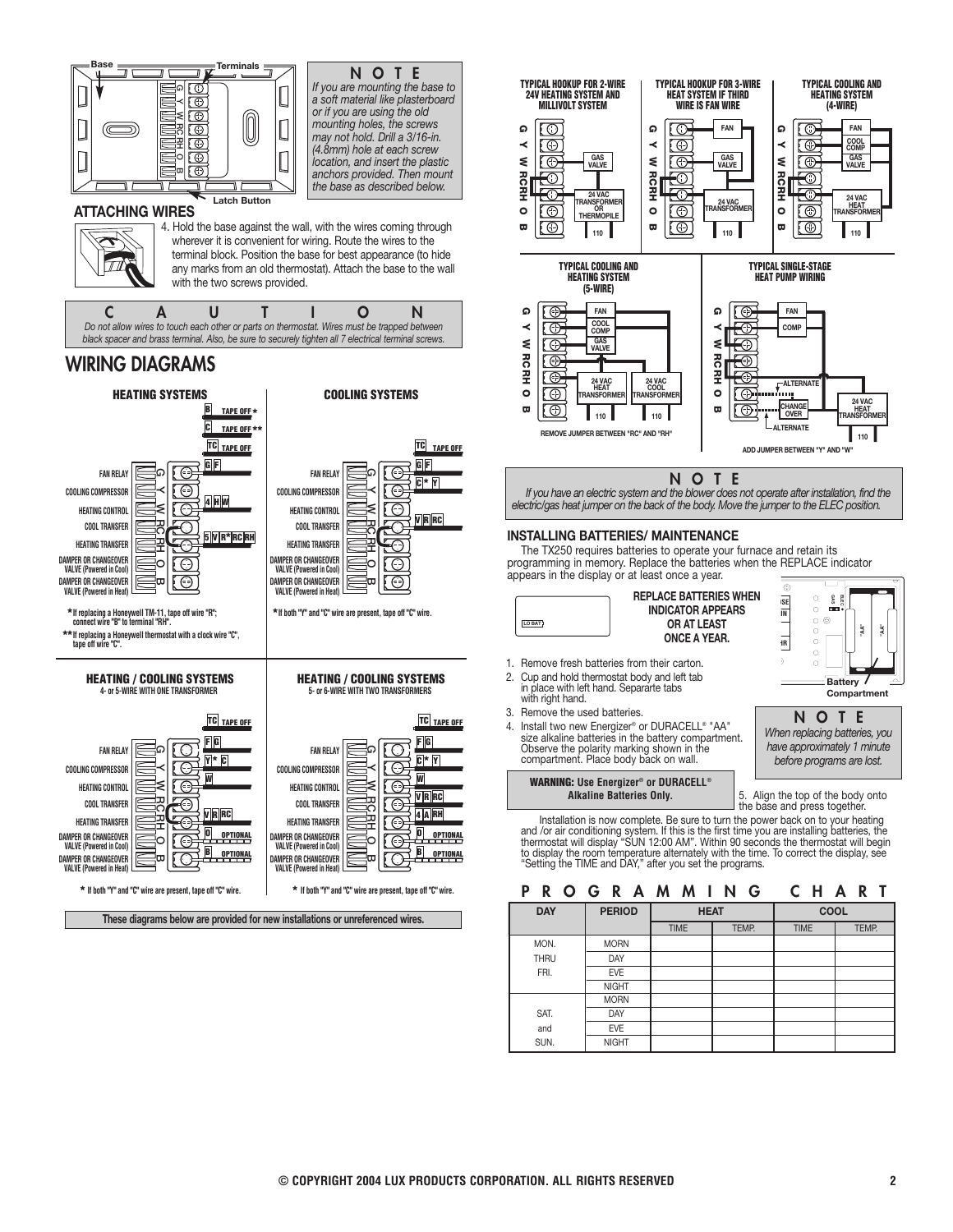## NOTE

*If you are mounting the base to a soft material like plasterboard or if you are using the old mounting holes, the screws may not hold. Drill a 3/16-in. (4.8mm) hole at each screw location, and insert the plastic anchors provided. Then mount the base as described below.*

## ATTACHING WIRES

4. Hold the base against the wall, with the wires coming through wherever it is convenient for wiring. Route the wires to the terminal block. Position the base for best appearance (to hide any marks from an old thermostat). Attach the base to the wall with the two screws provided.

## CAUTION

*Do not allow wires to touch each other or parts on thermostat. Wires must be trapped between black spacer and brass terminal. Also, be sure to securely tighten all 7 electrical terminal screws.*

# WIRING DIAGRAMS

### HEATING SYSTEMS

\* If replacing a Honeywell TM-11, tape off wire "R"; connect wire "B" to terminal "RH".

\*\* If replacing a Honeywell thermostat with a clock wire "C", tape off wire "C".

### COOLING SYSTEMS

\* If both "Y" and "C" wire are present, tape off "C" wire.

### HEATING / COOLING SYSTEMS

4- or 5-WIRE WITH ONE TRANSFORMER

\* If both "Y" and "C" wire are present, tape off "C" wire.

### HEATING / COOLING SYSTEMS

5- or 6-WIRE WITH TWO TRANSFORMERS

\* If both "Y" and "C" wire are present, tape off "C" wire.

**These diagrams below are provided for new installations or unreferenced wires.**

### TYPICAL HOOKUP FOR 2-WIRE 24V HEATING SYSTEM AND MILLIVOLT SYSTEM

### TYPICAL HOOKUP FOR 3-WIRE HEAT SYSTEM IF THIRD WIRE IS FAN WIRE

### TYPICAL COOLING AND HEATING SYSTEM (4-WIRE)

### TYPICAL COOLING AND HEATING SYSTEM (5-WIRE)

REMOVE JUMPER BETWEEN "RC" AND "RH"

### TYPICAL SINGLE-STAGE HEAT PUMP WIRING

ADD JUMPER BETWEEN "Y" AND "W"

## NOTE

*If you have an electric system and the blower does not operate after installation, find the electric/gas heat jumper on the back of the body. Move the jumper to the ELEC position.*

## INSTALLING BATTERIES/ MAINTENANCE

The TX250 requires batteries to operate your furnace and retain its programming in memory. Replace the batteries when the REPLACE indicator appears in the display or at least once a year.

**REPLACE BATTERIES WHEN INDICATOR APPEARS OR AT LEAST ONCE A YEAR.**

1. Remove fresh batteries from their carton.
2. Cup and hold thermostat body and left tab in place with left hand. Separarte tabs with right hand.
3. Remove the used batteries.
4. Install two new Energizer® or DURACELL® "AA" size alkaline batteries in the battery compartment. Observe the polarity marking shown in the compartment. Place body back on wall.

**WARNING: Use Energizer® or DURACELL® Alkaline Batteries Only.**

## NOTE

*When replacing batteries, you have approximately 1 minute before programs are lost.*

5. Align the top of the body onto the base and press together.

Installation is now complete. Be sure to turn the power back on to your heating and /or air conditioning system. If this is the first time you are installing batteries, the thermostat will display "SUN 12:00 AM". Within 90 seconds the thermostat will begin to display the room temperature alternately with the time. To correct the display, see "Setting the TIME and DAY," after you set the programs.

## PROGRAMMING CHART

| DAY | PERIOD | HEAT | | COOL | |
|---|---|---|---|---|---|
| | | TIME | TEMP. | TIME | TEMP. |
| MON. | MORN | | | | |
| THRU | DAY | | | | |
| FRI. | EVE | | | | |
| | NIGHT | | | | |
| | MORN | | | | |
| SAT. | DAY | | | | |
| and | EVE | | | | |
| SUN. | NIGHT | | | | |

© COPYRIGHT 2004 LUX PRODUCTS CORPORATION. ALL RIGHTS RESERVED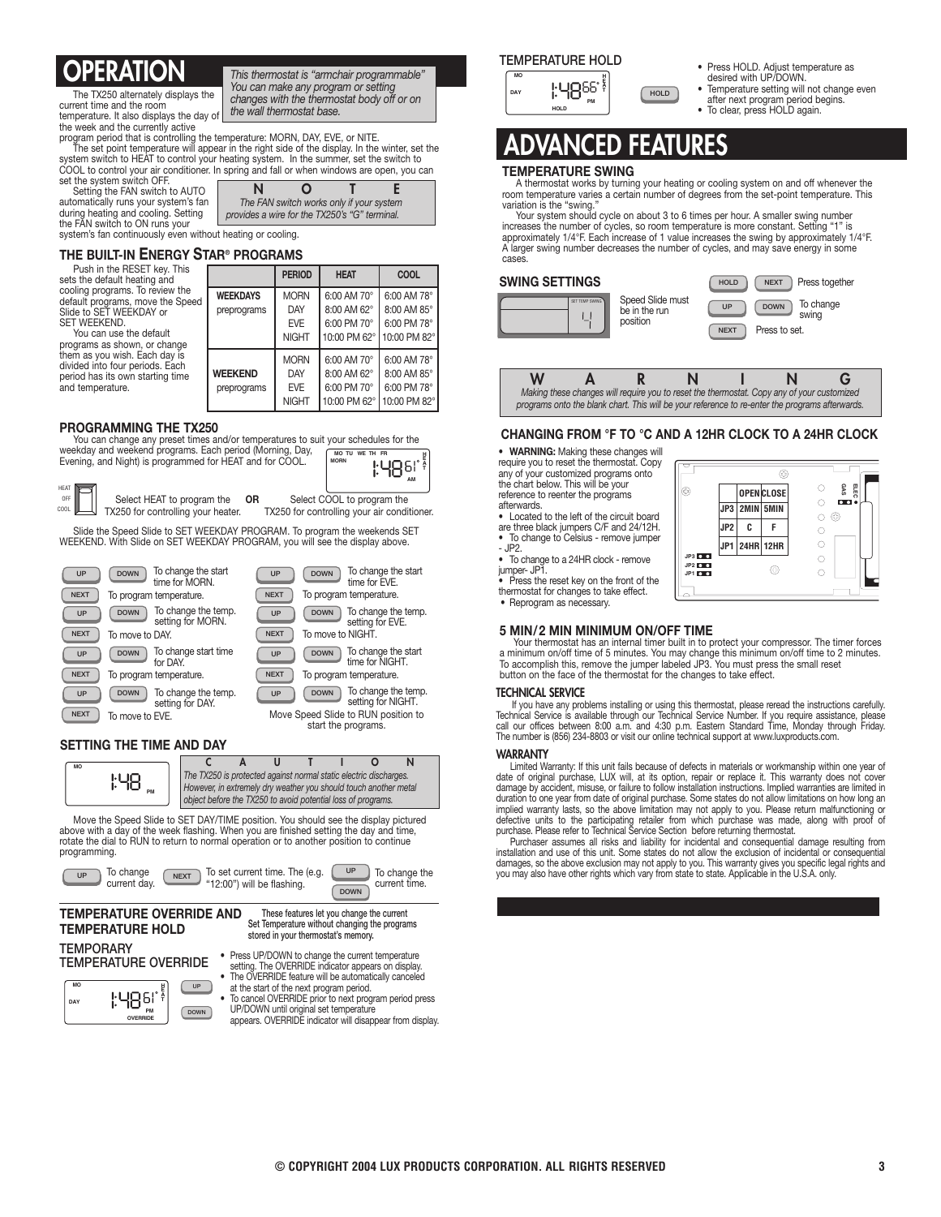# OPERATION

*This thermostat is "armchair programmable" You can make any program or setting changes with the thermostat body off or on the wall thermostat base.*

The TX250 alternately displays the current time and the room temperature. It also displays the day of the week and the currently active program period that is controlling the temperature: MORN, DAY, EVE, or NITE.

The set point temperature will appear in the right side of the display. In the winter, set the system switch to HEAT to control your heating system. In the summer, set the switch to COOL to control your air conditioner. In spring and fall or when windows are open, you can set the system switch OFF.

Setting the FAN switch to AUTO automatically runs your system's fan during heating and cooling. Setting the FAN switch to ON runs your system's fan continuously even without heating or cooling.

**N O T E**

*The FAN switch works only if your system provides a wire for the TX250's "G" terminal.*

## THE BUILT-IN ENERGY STAR® PROGRAMS

Push in the RESET key. This sets the default heating and cooling programs. To review the default programs, move the Speed Slide to SET WEEKDAY or SET WEEKEND.

You can use the default programs as shown, or change them as you wish. Each day is divided into four periods. Each period has its own starting time and temperature.

| | PERIOD | HEAT | COOL |
|---|---|---|---|
| **WEEKDAYS** preprograms | MORN | 6:00 AM 70° | 6:00 AM 78° |
| | DAY | 8:00 AM 62° | 8:00 AM 85° |
| | EVE | 6:00 PM 70° | 6:00 PM 78° |
| | NIGHT | 10:00 PM 62° | 10:00 PM 82° |
| **WEEKEND** preprograms | MORN | 6:00 AM 70° | 6:00 AM 78° |
| | DAY | 8:00 AM 62° | 8:00 AM 85° |
| | EVE | 6:00 PM 70° | 6:00 PM 78° |
| | NIGHT | 10:00 PM 62° | 10:00 PM 82° |

## PROGRAMMING THE TX250

You can change any preset times and/or temperatures to suit your schedules for the weekday and weekend programs. Each period (Morning, Day, Evening, and Night) is programmed for HEAT and for COOL.

MO TU WE TH FR
MORN
1:48 61° HEAT
AM

HEAT
OFF
COOL

Select HEAT to program the TX250 for controlling your heater. **OR** Select COOL to program the TX250 for controlling your air conditioner.

Slide the Speed Slide to SET WEEKDAY PROGRAM. To program the weekends SET WEEKEND. With Slide on SET WEEKDAY PROGRAM, you will see the display above.

- UP / DOWN: To change the start time for MORN.
- NEXT: To program temperature.
- UP / DOWN: To change the temp. setting for MORN.
- NEXT: To move to DAY.
- UP / DOWN: To change start time for DAY.
- NEXT: To program temperature.
- UP / DOWN: To change the temp. setting for DAY.
- NEXT: To move to EVE.
- UP / DOWN: To change the start time for EVE.
- NEXT: To program temperature.
- UP / DOWN: To change the temp. setting for EVE.
- NEXT: To move to NIGHT.
- UP / DOWN: To change the start time for NIGHT.
- NEXT: To program temperature.
- UP / DOWN: To change the temp. setting for NIGHT.

Move Speed Slide to RUN position to start the programs.

## SETTING THE TIME AND DAY

MO
1:48 PM

**C A U T I O N**

*The TX250 is protected against normal static electric discharges. However, in extremely dry weather you should touch another metal object before the TX250 to avoid potential loss of programs.*

Move the Speed Slide to SET DAY/TIME position. You should see the display pictured above with a day of the week flashing. When you are finished setting the day and time, rotate the dial to RUN to return to normal operation or to another position to continue programming.

- UP: To change current day.
- NEXT: To set current time. The (e.g. "12:00") will be flashing.
- UP / DOWN: To change the current time.

## TEMPERATURE OVERRIDE AND TEMPERATURE HOLD

These features let you change the current Set Temperature without changing the programs stored in your thermostat's memory.

### TEMPORARY TEMPERATURE OVERRIDE

MO
DAY
1:48 61° HEAT
PM
OVERRIDE

UP
DOWN

- Press UP/DOWN to change the current temperature setting. The OVERRIDE indicator appears on display.
- The OVERRIDE feature will be automatically canceled at the start of the next program period.
- To cancel OVERRIDE prior to next program period press UP/DOWN until original set temperature appears. OVERRIDE indicator will disappear from display.

### TEMPERATURE HOLD

MO
DAY
1:48 66° HEAT
PM
HOLD

HOLD

- Press HOLD. Adjust temperature as desired with UP/DOWN.
- Temperature setting will not change even after next program period begins.
- To clear, press HOLD again.

# ADVANCED FEATURES

## TEMPERATURE SWING

A thermostat works by turning your heating or cooling system on and off whenever the room temperature varies a certain number of degrees from the set-point temperature. This variation is the "swing."

Your system should cycle on about 3 to 6 times per hour. A smaller swing number increases the number of cycles, so room temperature is more constant. Setting "1" is approximately 1/4°F. Each increase of 1 value increases the swing by approximately 1/4°F. A larger swing number decreases the number of cycles, and may save energy in some cases.

## SWING SETTINGS

SET TEMP SWING
4

Speed Slide must be in the run position

- HOLD + NEXT: Press together
- UP / DOWN: To change swing
- NEXT: Press to set.

**W A R N I N G**

*Making these changes will require you to reset the thermostat. Copy any of your customized programs onto the blank chart. This will be your reference to re-enter the programs afterwards.*

## CHANGING FROM °F TO °C AND A 12HR CLOCK TO A 24HR CLOCK

- **WARNING:** Making these changes will require you to reset the thermostat. Copy any of your customized programs onto the chart below. This will be your reference to reenter the programs afterwards.
- Located to the left of the circuit board are three black jumpers C/F and 24/12H.
- To change to Celsius - remove jumper - JP2.
- To change to a 24HR clock - remove jumper- JP1.
- Press the reset key on the front of the thermostat for changes to take effect.
- Reprogram as necessary.

| | OPEN | CLOSE |
|---|---|---|
| JP3 | 2MIN | 5MIN |
| JP2 | C | F |
| JP1 | 24HR | 12HR |

GAS
ELEC

## 5 MIN/2 MIN MINIMUM ON/OFF TIME

Your thermostat has an internal timer built in to protect your compressor. The timer forces a minimum on/off time of 5 minutes. You may change this minimum on/off time to 2 minutes. To accomplish this, remove the jumper labeled JP3. You must press the small reset button on the face of the thermostat for the changes to take effect.

### TECHNICAL SERVICE

If you have any problems installing or using this thermostat, please reread the instructions carefully. Technical Service is available through our Technical Service Number. If you require assistance, please call our offices between 8:00 a.m. and 4:30 p.m. Eastern Standard Time, Monday through Friday. The number is (856) 234-8803 or visit our online technical support at www.luxproducts.com.

### WARRANTY

Limited Warranty: If this unit fails because of defects in materials or workmanship within one year of date of original purchase, LUX will, at its option, repair or replace it. This warranty does not cover damage by accident, misuse, or failure to follow installation instructions. Implied warranties are limited in duration to one year from date of original purchase. Some states do not allow limitations on how long an implied warranty lasts, so the above limitation may not apply to you. Please return malfunctioning or defective units to the participating retailer from which purchase was made, along with proof of purchase. Please refer to Technical Service Section before returning thermostat.

Purchaser assumes all risks and liability for incidental and consequential damage resulting from installation and use of this unit. Some states do not allow the exclusion of incidental or consequential damages, so the above exclusion may not apply to you. This warranty gives you specific legal rights and you may also have other rights which vary from state to state. Applicable in the U.S.A. only.

© COPYRIGHT 2004 LUX PRODUCTS CORPORATION. ALL RIGHTS RESERVED